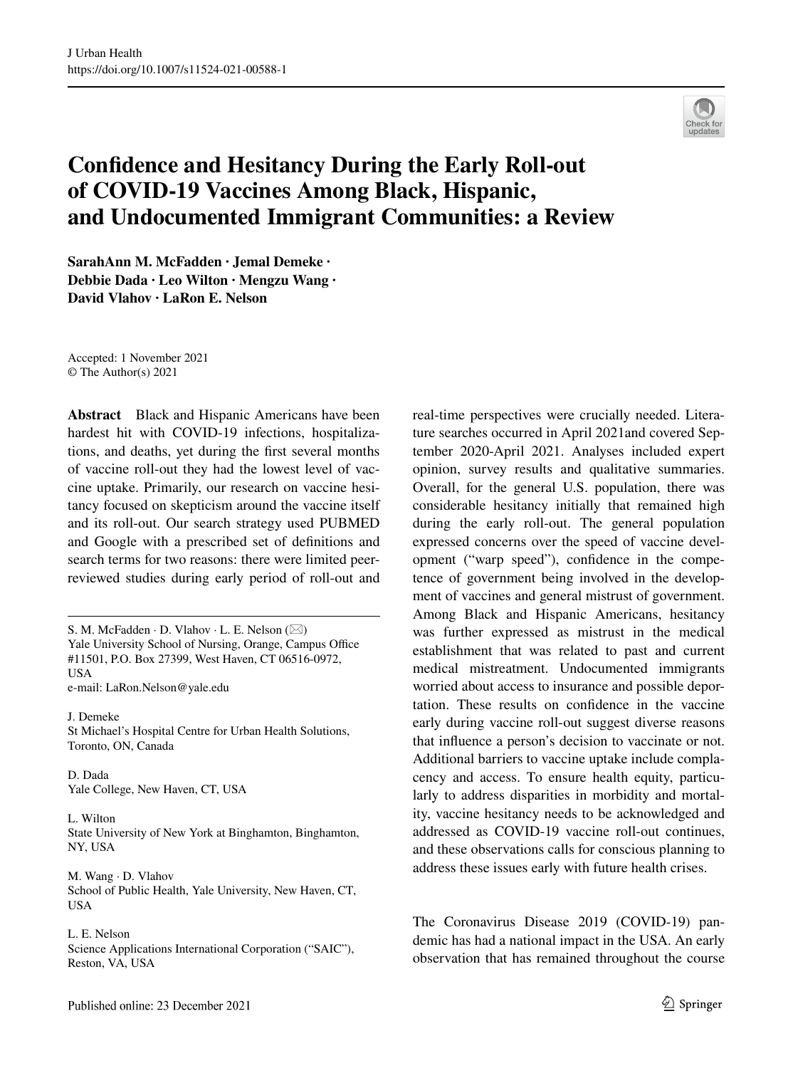# Confidence and Hesitancy During the Early Roll-out of COVID-19 Vaccines Among Black, Hispanic, and Undocumented Immigrant Communities: a Review

**SarahAnn M. McFadden · Jemal Demeke · Debbie Dada · Leo Wilton · Mengzu Wang · David Vlahov · LaRon E. Nelson**

Accepted: 1 November 2021
© The Author(s) 2021

**Abstract** Black and Hispanic Americans have been hardest hit with COVID-19 infections, hospitalizations, and deaths, yet during the first several months of vaccine roll-out they had the lowest level of vaccine uptake. Primarily, our research on vaccine hesitancy focused on skepticism around the vaccine itself and its roll-out. Our search strategy used PUBMED and Google with a prescribed set of definitions and search terms for two reasons: there were limited peer-reviewed studies during early period of roll-out and real-time perspectives were crucially needed. Literature searches occurred in April 2021and covered September 2020-April 2021. Analyses included expert opinion, survey results and qualitative summaries. Overall, for the general U.S. population, there was considerable hesitancy initially that remained high during the early roll-out. The general population expressed concerns over the speed of vaccine development ("warp speed"), confidence in the competence of government being involved in the development of vaccines and general mistrust of government. Among Black and Hispanic Americans, hesitancy was further expressed as mistrust in the medical establishment that was related to past and current medical mistreatment. Undocumented immigrants worried about access to insurance and possible deportation. These results on confidence in the vaccine early during vaccine roll-out suggest diverse reasons that influence a person's decision to vaccinate or not. Additional barriers to vaccine uptake include complacency and access. To ensure health equity, particularly to address disparities in morbidity and mortality, vaccine hesitancy needs to be acknowledged and addressed as COVID-19 vaccine roll-out continues, and these observations calls for conscious planning to address these issues early with future health crises.

S. M. McFadden · D. Vlahov · L. E. Nelson (✉)
Yale University School of Nursing, Orange, Campus Office #11501, P.O. Box 27399, West Haven, CT 06516-0972, USA
e-mail: LaRon.Nelson@yale.edu

J. Demeke
St Michael's Hospital Centre for Urban Health Solutions, Toronto, ON, Canada

D. Dada
Yale College, New Haven, CT, USA

L. Wilton
State University of New York at Binghamton, Binghamton, NY, USA

M. Wang · D. Vlahov
School of Public Health, Yale University, New Haven, CT, USA

L. E. Nelson
Science Applications International Corporation ("SAIC"), Reston, VA, USA

The Coronavirus Disease 2019 (COVID-19) pandemic has had a national impact in the USA. An early observation that has remained throughout the course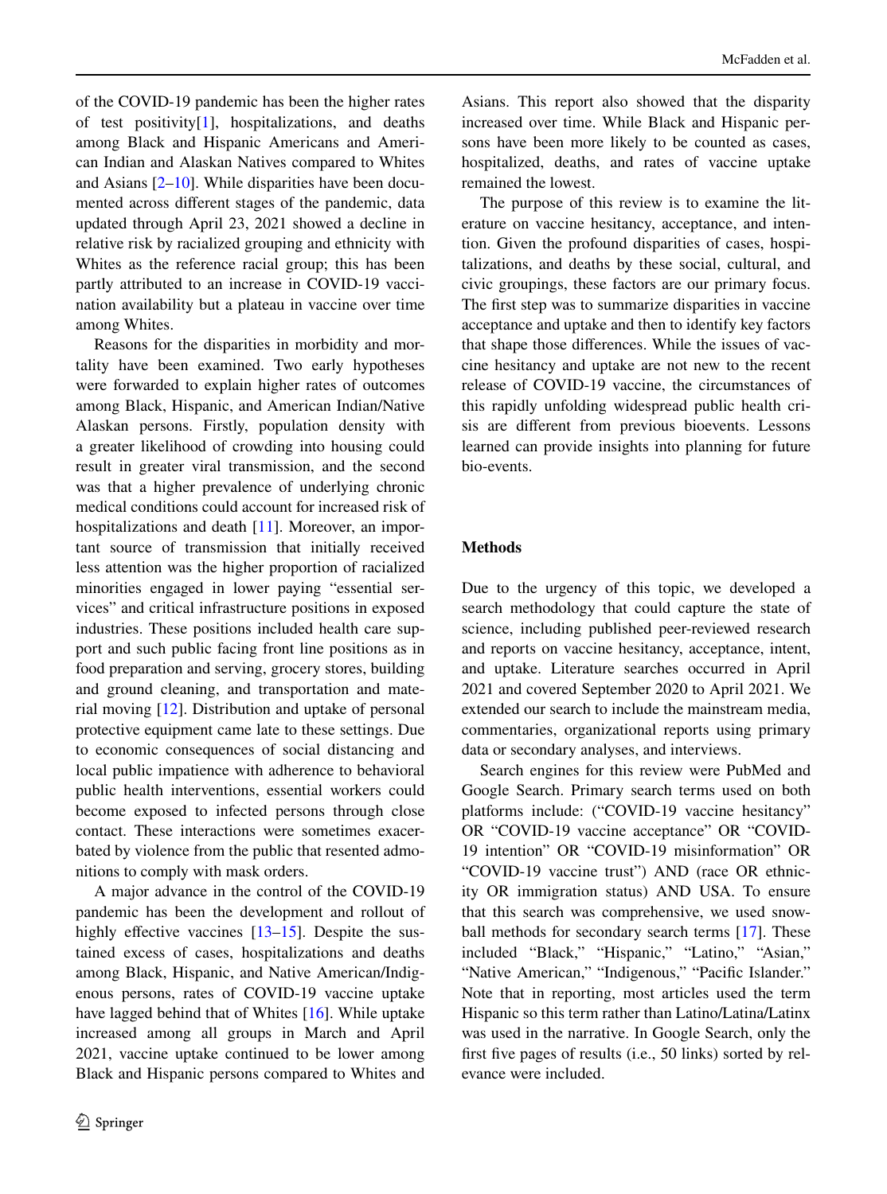of the COVID-19 pandemic has been the higher rates of test positivity[1], hospitalizations, and deaths among Black and Hispanic Americans and American Indian and Alaskan Natives compared to Whites and Asians [2–10]. While disparities have been documented across different stages of the pandemic, data updated through April 23, 2021 showed a decline in relative risk by racialized grouping and ethnicity with Whites as the reference racial group; this has been partly attributed to an increase in COVID-19 vaccination availability but a plateau in vaccine over time among Whites.

Reasons for the disparities in morbidity and mortality have been examined. Two early hypotheses were forwarded to explain higher rates of outcomes among Black, Hispanic, and American Indian/Native Alaskan persons. Firstly, population density with a greater likelihood of crowding into housing could result in greater viral transmission, and the second was that a higher prevalence of underlying chronic medical conditions could account for increased risk of hospitalizations and death [11]. Moreover, an important source of transmission that initially received less attention was the higher proportion of racialized minorities engaged in lower paying "essential services" and critical infrastructure positions in exposed industries. These positions included health care support and such public facing front line positions as in food preparation and serving, grocery stores, building and ground cleaning, and transportation and material moving [12]. Distribution and uptake of personal protective equipment came late to these settings. Due to economic consequences of social distancing and local public impatience with adherence to behavioral public health interventions, essential workers could become exposed to infected persons through close contact. These interactions were sometimes exacerbated by violence from the public that resented admonitions to comply with mask orders.

A major advance in the control of the COVID-19 pandemic has been the development and rollout of highly effective vaccines [13–15]. Despite the sustained excess of cases, hospitalizations and deaths among Black, Hispanic, and Native American/Indigenous persons, rates of COVID-19 vaccine uptake have lagged behind that of Whites [16]. While uptake increased among all groups in March and April 2021, vaccine uptake continued to be lower among Black and Hispanic persons compared to Whites and Asians. This report also showed that the disparity increased over time. While Black and Hispanic persons have been more likely to be counted as cases, hospitalized, deaths, and rates of vaccine uptake remained the lowest.

The purpose of this review is to examine the literature on vaccine hesitancy, acceptance, and intention. Given the profound disparities of cases, hospitalizations, and deaths by these social, cultural, and civic groupings, these factors are our primary focus. The first step was to summarize disparities in vaccine acceptance and uptake and then to identify key factors that shape those differences. While the issues of vaccine hesitancy and uptake are not new to the recent release of COVID-19 vaccine, the circumstances of this rapidly unfolding widespread public health crisis are different from previous bioevents. Lessons learned can provide insights into planning for future bio-events.

## Methods

Due to the urgency of this topic, we developed a search methodology that could capture the state of science, including published peer-reviewed research and reports on vaccine hesitancy, acceptance, intent, and uptake. Literature searches occurred in April 2021 and covered September 2020 to April 2021. We extended our search to include the mainstream media, commentaries, organizational reports using primary data or secondary analyses, and interviews.

Search engines for this review were PubMed and Google Search. Primary search terms used on both platforms include: ("COVID-19 vaccine hesitancy" OR "COVID-19 vaccine acceptance" OR "COVID-19 intention" OR "COVID-19 misinformation" OR "COVID-19 vaccine trust") AND (race OR ethnicity OR immigration status) AND USA. To ensure that this search was comprehensive, we used snowball methods for secondary search terms [17]. These included "Black," "Hispanic," "Latino," "Asian," "Native American," "Indigenous," "Pacific Islander." Note that in reporting, most articles used the term Hispanic so this term rather than Latino/Latina/Latinx was used in the narrative. In Google Search, only the first five pages of results (i.e., 50 links) sorted by relevance were included.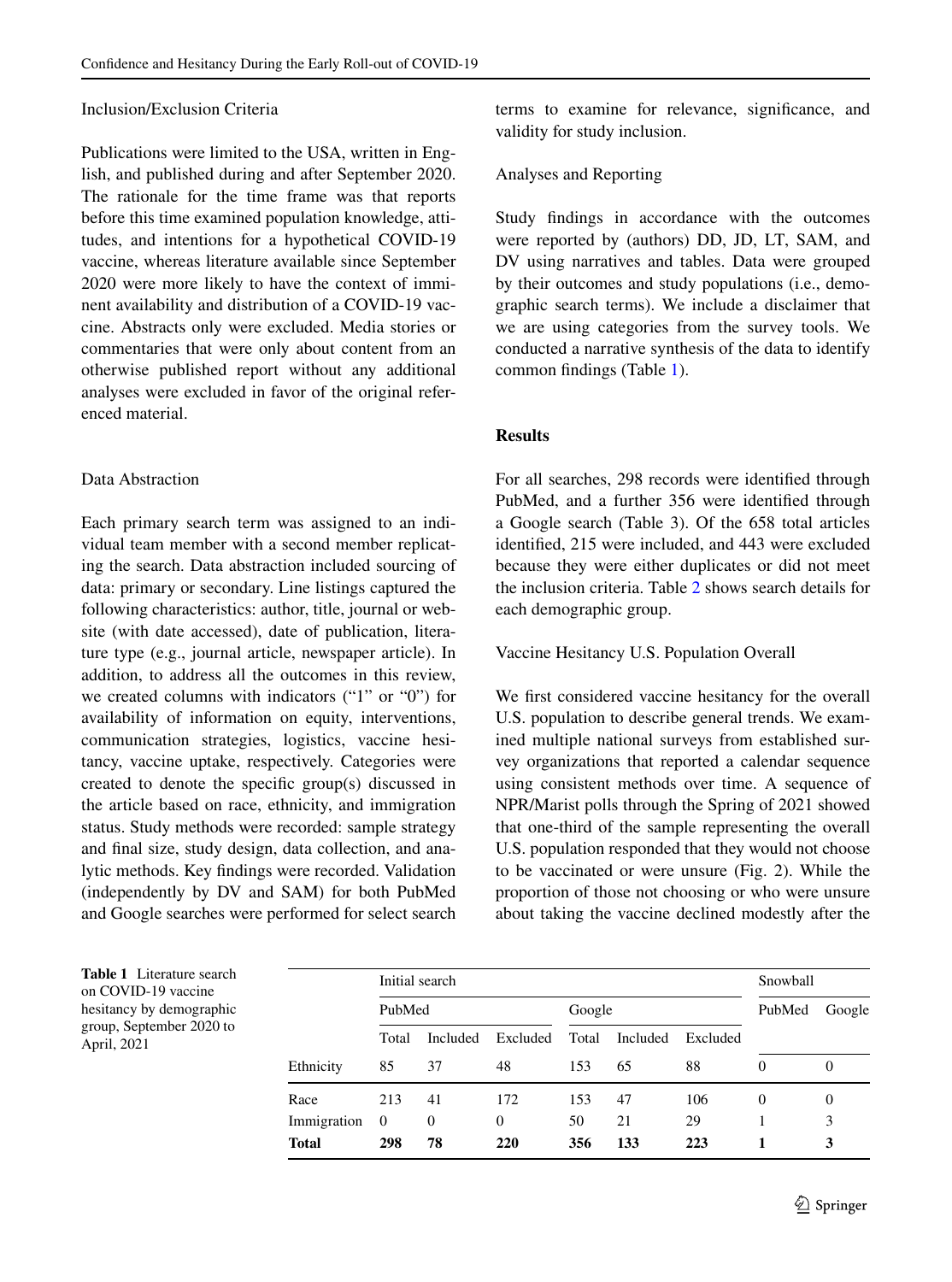## Inclusion/Exclusion Criteria

Publications were limited to the USA, written in English, and published during and after September 2020. The rationale for the time frame was that reports before this time examined population knowledge, attitudes, and intentions for a hypothetical COVID-19 vaccine, whereas literature available since September 2020 were more likely to have the context of imminent availability and distribution of a COVID-19 vaccine. Abstracts only were excluded. Media stories or commentaries that were only about content from an otherwise published report without any additional analyses were excluded in favor of the original referenced material.

## Data Abstraction

Each primary search term was assigned to an individual team member with a second member replicating the search. Data abstraction included sourcing of data: primary or secondary. Line listings captured the following characteristics: author, title, journal or website (with date accessed), date of publication, literature type (e.g., journal article, newspaper article). In addition, to address all the outcomes in this review, we created columns with indicators ("1" or "0") for availability of information on equity, interventions, communication strategies, logistics, vaccine hesitancy, vaccine uptake, respectively. Categories were created to denote the specific group(s) discussed in the article based on race, ethnicity, and immigration status. Study methods were recorded: sample strategy and final size, study design, data collection, and analytic methods. Key findings were recorded. Validation (independently by DV and SAM) for both PubMed and Google searches were performed for select search terms to examine for relevance, significance, and validity for study inclusion.

## Analyses and Reporting

Study findings in accordance with the outcomes were reported by (authors) DD, JD, LT, SAM, and DV using narratives and tables. Data were grouped by their outcomes and study populations (i.e., demographic search terms). We include a disclaimer that we are using categories from the survey tools. We conducted a narrative synthesis of the data to identify common findings (Table 1).

# Results

For all searches, 298 records were identified through PubMed, and a further 356 were identified through a Google search (Table 3). Of the 658 total articles identified, 215 were included, and 443 were excluded because they were either duplicates or did not meet the inclusion criteria. Table 2 shows search details for each demographic group.

## Vaccine Hesitancy U.S. Population Overall

We first considered vaccine hesitancy for the overall U.S. population to describe general trends. We examined multiple national surveys from established survey organizations that reported a calendar sequence using consistent methods over time. A sequence of NPR/Marist polls through the Spring of 2021 showed that one-third of the sample representing the overall U.S. population responded that they would not choose to be vaccinated or were unsure (Fig. 2). While the proportion of those not choosing or who were unsure about taking the vaccine declined modestly after the

**Table 1** Literature search on COVID-19 vaccine hesitancy by demographic group, September 2020 to April, 2021

| | Initial search | | | | | | Snowball | |
|---|---|---|---|---|---|---|---|---|
| | PubMed | | | Google | | | PubMed | Google |
| | Total | Included | Excluded | Total | Included | Excluded | | |
| Ethnicity | 85 | 37 | 48 | 153 | 65 | 88 | 0 | 0 |
| Race | 213 | 41 | 172 | 153 | 47 | 106 | 0 | 0 |
| Immigration | 0 | 0 | 0 | 50 | 21 | 29 | 1 | 3 |
| **Total** | **298** | **78** | **220** | **356** | **133** | **223** | **1** | **3** |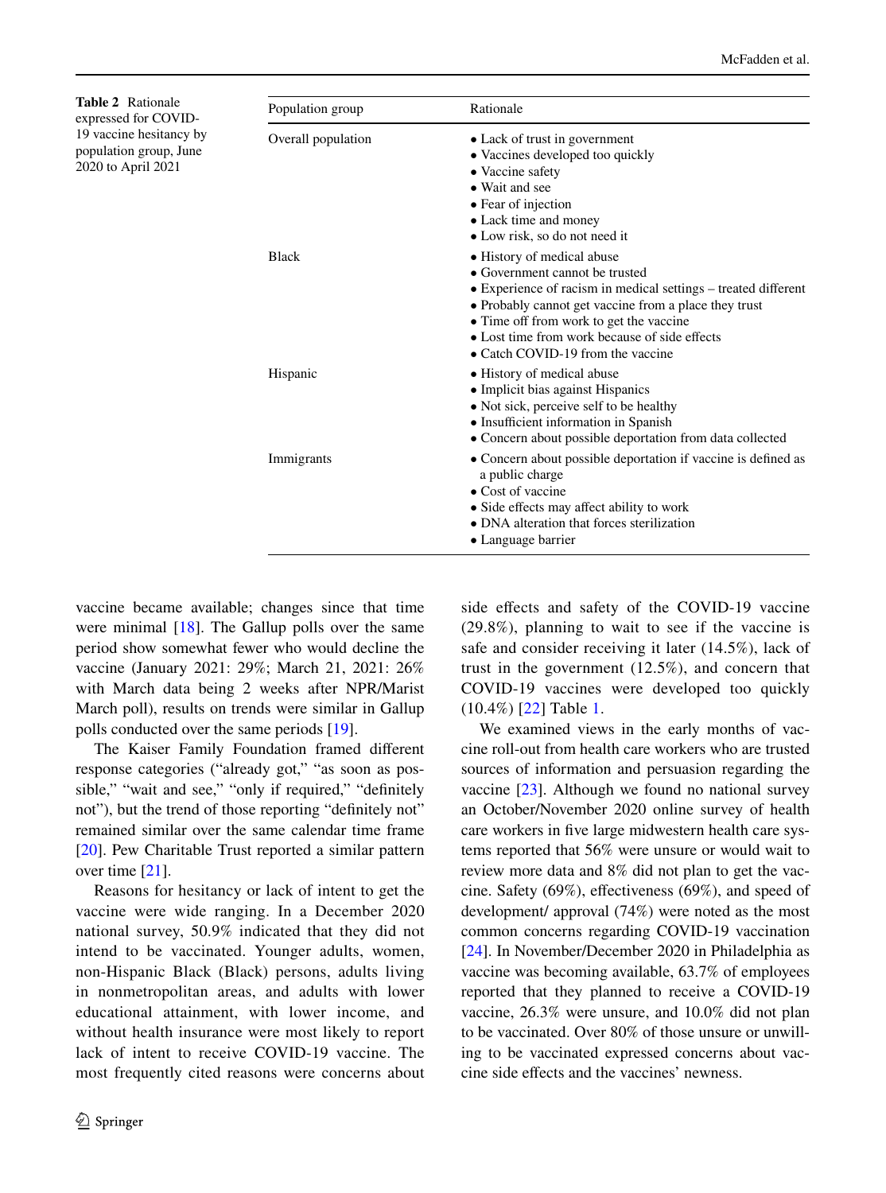**Table 2** Rationale expressed for COVID-19 vaccine hesitancy by population group, June 2020 to April 2021

| Population group | Rationale |
|---|---|
| Overall population | • Lack of trust in government<br>• Vaccines developed too quickly<br>• Vaccine safety<br>• Wait and see<br>• Fear of injection<br>• Lack time and money<br>• Low risk, so do not need it |
| Black | • History of medical abuse<br>• Government cannot be trusted<br>• Experience of racism in medical settings – treated different<br>• Probably cannot get vaccine from a place they trust<br>• Time off from work to get the vaccine<br>• Lost time from work because of side effects<br>• Catch COVID-19 from the vaccine |
| Hispanic | • History of medical abuse<br>• Implicit bias against Hispanics<br>• Not sick, perceive self to be healthy<br>• Insufficient information in Spanish<br>• Concern about possible deportation from data collected |
| Immigrants | • Concern about possible deportation if vaccine is defined as a public charge<br>• Cost of vaccine<br>• Side effects may affect ability to work<br>• DNA alteration that forces sterilization<br>• Language barrier |

vaccine became available; changes since that time were minimal [18]. The Gallup polls over the same period show somewhat fewer who would decline the vaccine (January 2021: 29%; March 21, 2021: 26% with March data being 2 weeks after NPR/Marist March poll), results on trends were similar in Gallup polls conducted over the same periods [19].

The Kaiser Family Foundation framed different response categories ("already got," "as soon as possible," "wait and see," "only if required," "definitely not"), but the trend of those reporting "definitely not" remained similar over the same calendar time frame [20]. Pew Charitable Trust reported a similar pattern over time [21].

Reasons for hesitancy or lack of intent to get the vaccine were wide ranging. In a December 2020 national survey, 50.9% indicated that they did not intend to be vaccinated. Younger adults, women, non-Hispanic Black (Black) persons, adults living in nonmetropolitan areas, and adults with lower educational attainment, with lower income, and without health insurance were most likely to report lack of intent to receive COVID-19 vaccine. The most frequently cited reasons were concerns about side effects and safety of the COVID-19 vaccine (29.8%), planning to wait to see if the vaccine is safe and consider receiving it later (14.5%), lack of trust in the government (12.5%), and concern that COVID-19 vaccines were developed too quickly (10.4%) [22] Table 1.

We examined views in the early months of vaccine roll-out from health care workers who are trusted sources of information and persuasion regarding the vaccine [23]. Although we found no national survey an October/November 2020 online survey of health care workers in five large midwestern health care systems reported that 56% were unsure or would wait to review more data and 8% did not plan to get the vaccine. Safety (69%), effectiveness (69%), and speed of development/ approval (74%) were noted as the most common concerns regarding COVID-19 vaccination [24]. In November/December 2020 in Philadelphia as vaccine was becoming available, 63.7% of employees reported that they planned to receive a COVID-19 vaccine, 26.3% were unsure, and 10.0% did not plan to be vaccinated. Over 80% of those unsure or unwilling to be vaccinated expressed concerns about vaccine side effects and the vaccines' newness.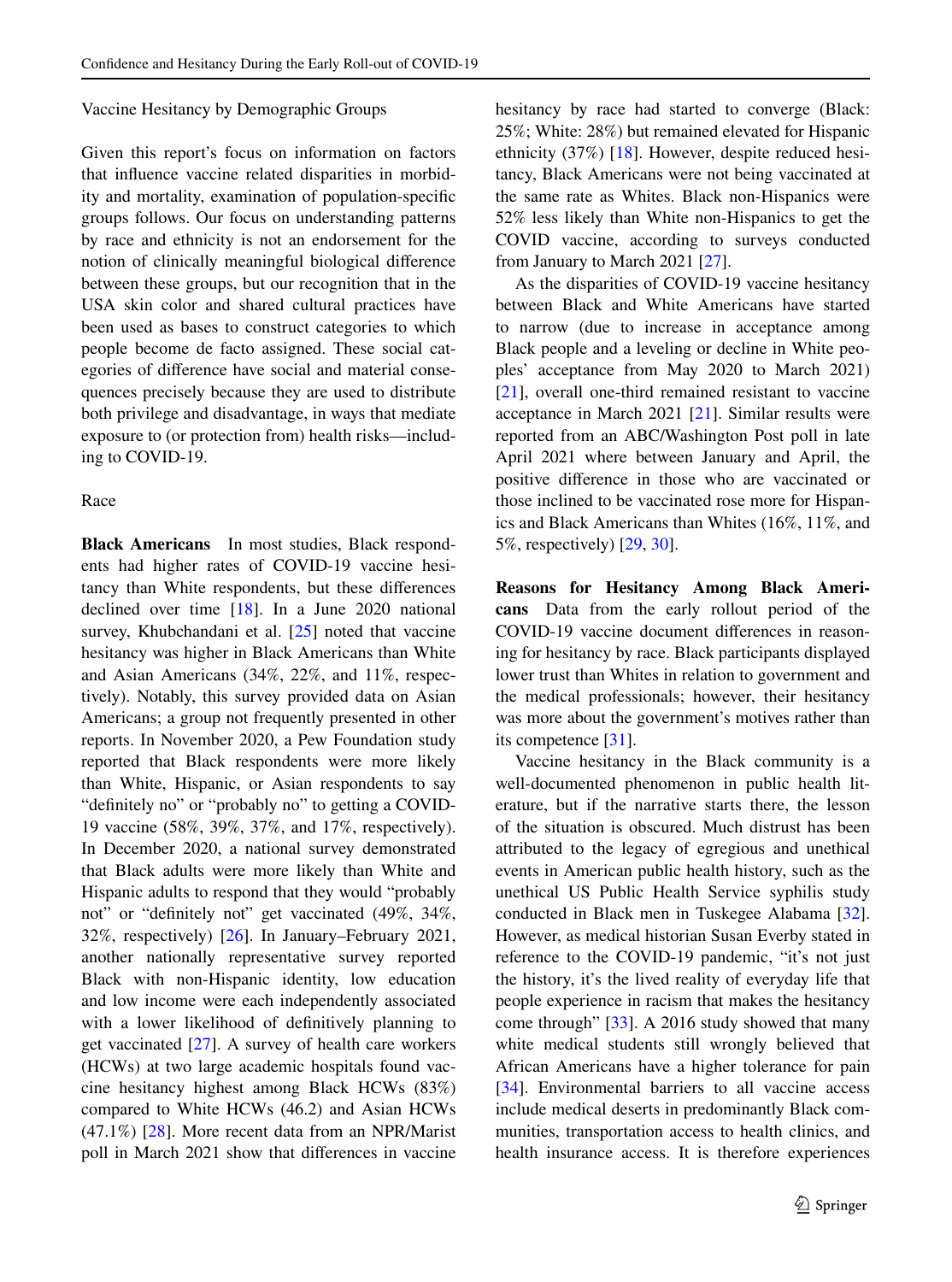### Vaccine Hesitancy by Demographic Groups

Given this report's focus on information on factors that influence vaccine related disparities in morbidity and mortality, examination of population-specific groups follows. Our focus on understanding patterns by race and ethnicity is not an endorsement for the notion of clinically meaningful biological difference between these groups, but our recognition that in the USA skin color and shared cultural practices have been used as bases to construct categories to which people become de facto assigned. These social categories of difference have social and material consequences precisely because they are used to distribute both privilege and disadvantage, in ways that mediate exposure to (or protection from) health risks—including to COVID-19.

#### Race

**Black Americans** In most studies, Black respondents had higher rates of COVID-19 vaccine hesitancy than White respondents, but these differences declined over time [18]. In a June 2020 national survey, Khubchandani et al. [25] noted that vaccine hesitancy was higher in Black Americans than White and Asian Americans (34%, 22%, and 11%, respectively). Notably, this survey provided data on Asian Americans; a group not frequently presented in other reports. In November 2020, a Pew Foundation study reported that Black respondents were more likely than White, Hispanic, or Asian respondents to say "definitely no" or "probably no" to getting a COVID-19 vaccine (58%, 39%, 37%, and 17%, respectively). In December 2020, a national survey demonstrated that Black adults were more likely than White and Hispanic adults to respond that they would "probably not" or "definitely not" get vaccinated (49%, 34%, 32%, respectively) [26]. In January–February 2021, another nationally representative survey reported Black with non-Hispanic identity, low education and low income were each independently associated with a lower likelihood of definitively planning to get vaccinated [27]. A survey of health care workers (HCWs) at two large academic hospitals found vaccine hesitancy highest among Black HCWs (83%) compared to White HCWs (46.2) and Asian HCWs (47.1%) [28]. More recent data from an NPR/Marist poll in March 2021 show that differences in vaccine hesitancy by race had started to converge (Black: 25%; White: 28%) but remained elevated for Hispanic ethnicity (37%) [18]. However, despite reduced hesitancy, Black Americans were not being vaccinated at the same rate as Whites. Black non-Hispanics were 52% less likely than White non-Hispanics to get the COVID vaccine, according to surveys conducted from January to March 2021 [27].

As the disparities of COVID-19 vaccine hesitancy between Black and White Americans have started to narrow (due to increase in acceptance among Black people and a leveling or decline in White peoples' acceptance from May 2020 to March 2021) [21], overall one-third remained resistant to vaccine acceptance in March 2021 [21]. Similar results were reported from an ABC/Washington Post poll in late April 2021 where between January and April, the positive difference in those who are vaccinated or those inclined to be vaccinated rose more for Hispanics and Black Americans than Whites (16%, 11%, and 5%, respectively) [29, 30].

**Reasons for Hesitancy Among Black Americans** Data from the early rollout period of the COVID-19 vaccine document differences in reasoning for hesitancy by race. Black participants displayed lower trust than Whites in relation to government and the medical professionals; however, their hesitancy was more about the government's motives rather than its competence [31].

Vaccine hesitancy in the Black community is a well-documented phenomenon in public health literature, but if the narrative starts there, the lesson of the situation is obscured. Much distrust has been attributed to the legacy of egregious and unethical events in American public health history, such as the unethical US Public Health Service syphilis study conducted in Black men in Tuskegee Alabama [32]. However, as medical historian Susan Everby stated in reference to the COVID-19 pandemic, "it's not just the history, it's the lived reality of everyday life that people experience in racism that makes the hesitancy come through" [33]. A 2016 study showed that many white medical students still wrongly believed that African Americans have a higher tolerance for pain [34]. Environmental barriers to all vaccine access include medical deserts in predominantly Black communities, transportation access to health clinics, and health insurance access. It is therefore experiences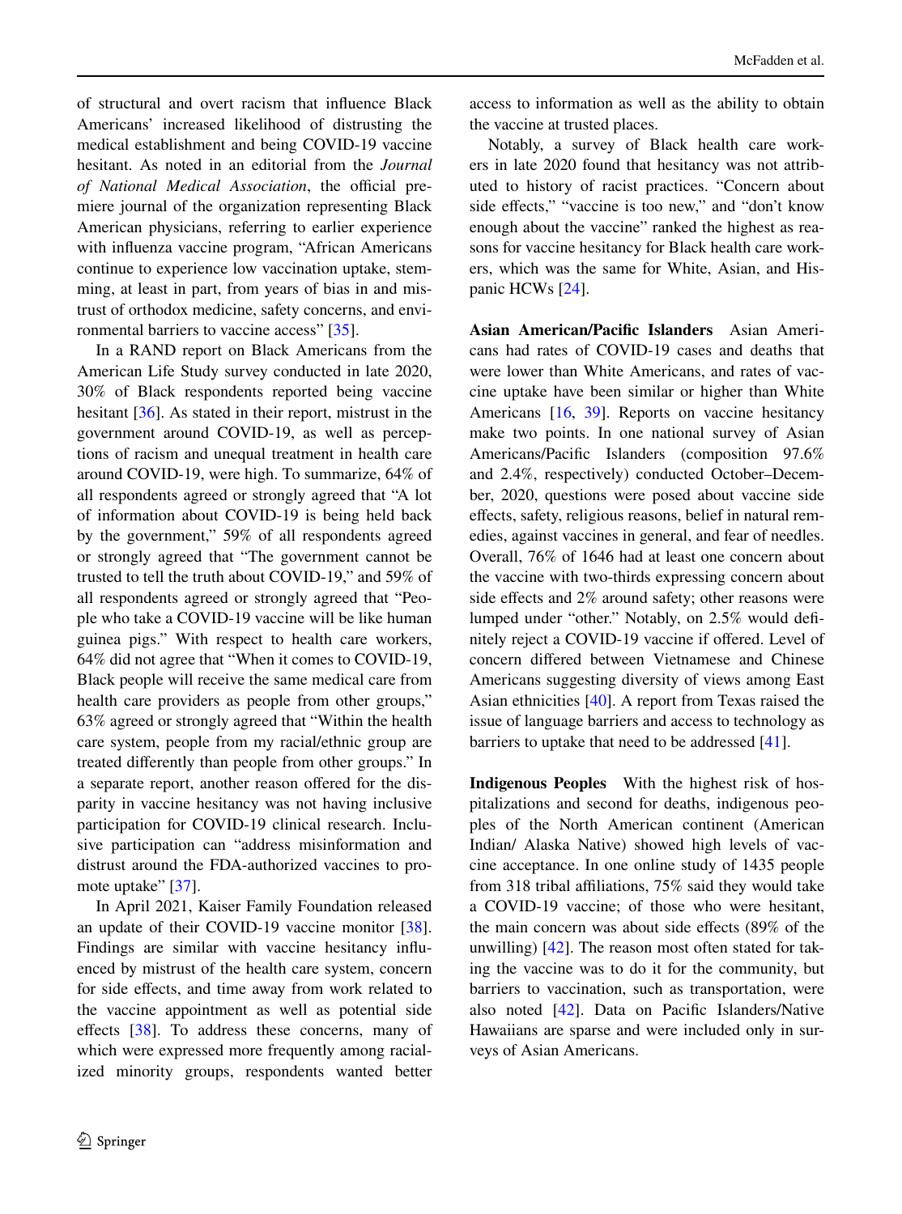of structural and overt racism that influence Black Americans' increased likelihood of distrusting the medical establishment and being COVID-19 vaccine hesitant. As noted in an editorial from the *Journal of National Medical Association*, the official premiere journal of the organization representing Black American physicians, referring to earlier experience with influenza vaccine program, "African Americans continue to experience low vaccination uptake, stemming, at least in part, from years of bias in and mistrust of orthodox medicine, safety concerns, and environmental barriers to vaccine access" [35].

In a RAND report on Black Americans from the American Life Study survey conducted in late 2020, 30% of Black respondents reported being vaccine hesitant [36]. As stated in their report, mistrust in the government around COVID-19, as well as perceptions of racism and unequal treatment in health care around COVID-19, were high. To summarize, 64% of all respondents agreed or strongly agreed that "A lot of information about COVID-19 is being held back by the government," 59% of all respondents agreed or strongly agreed that "The government cannot be trusted to tell the truth about COVID-19," and 59% of all respondents agreed or strongly agreed that "People who take a COVID-19 vaccine will be like human guinea pigs." With respect to health care workers, 64% did not agree that "When it comes to COVID-19, Black people will receive the same medical care from health care providers as people from other groups," 63% agreed or strongly agreed that "Within the health care system, people from my racial/ethnic group are treated differently than people from other groups." In a separate report, another reason offered for the disparity in vaccine hesitancy was not having inclusive participation for COVID-19 clinical research. Inclusive participation can "address misinformation and distrust around the FDA-authorized vaccines to promote uptake" [37].

In April 2021, Kaiser Family Foundation released an update of their COVID-19 vaccine monitor [38]. Findings are similar with vaccine hesitancy influenced by mistrust of the health care system, concern for side effects, and time away from work related to the vaccine appointment as well as potential side effects [38]. To address these concerns, many of which were expressed more frequently among racialized minority groups, respondents wanted better access to information as well as the ability to obtain the vaccine at trusted places.

Notably, a survey of Black health care workers in late 2020 found that hesitancy was not attributed to history of racist practices. "Concern about side effects," "vaccine is too new," and "don't know enough about the vaccine" ranked the highest as reasons for vaccine hesitancy for Black health care workers, which was the same for White, Asian, and Hispanic HCWs [24].

**Asian American/Pacific Islanders** Asian Americans had rates of COVID-19 cases and deaths that were lower than White Americans, and rates of vaccine uptake have been similar or higher than White Americans [16, 39]. Reports on vaccine hesitancy make two points. In one national survey of Asian Americans/Pacific Islanders (composition 97.6% and 2.4%, respectively) conducted October–December, 2020, questions were posed about vaccine side effects, safety, religious reasons, belief in natural remedies, against vaccines in general, and fear of needles. Overall, 76% of 1646 had at least one concern about the vaccine with two-thirds expressing concern about side effects and 2% around safety; other reasons were lumped under "other." Notably, on 2.5% would definitely reject a COVID-19 vaccine if offered. Level of concern differed between Vietnamese and Chinese Americans suggesting diversity of views among East Asian ethnicities [40]. A report from Texas raised the issue of language barriers and access to technology as barriers to uptake that need to be addressed [41].

**Indigenous Peoples** With the highest risk of hospitalizations and second for deaths, indigenous peoples of the North American continent (American Indian/ Alaska Native) showed high levels of vaccine acceptance. In one online study of 1435 people from 318 tribal affiliations, 75% said they would take a COVID-19 vaccine; of those who were hesitant, the main concern was about side effects (89% of the unwilling) [42]. The reason most often stated for taking the vaccine was to do it for the community, but barriers to vaccination, such as transportation, were also noted [42]. Data on Pacific Islanders/Native Hawaiians are sparse and were included only in surveys of Asian Americans.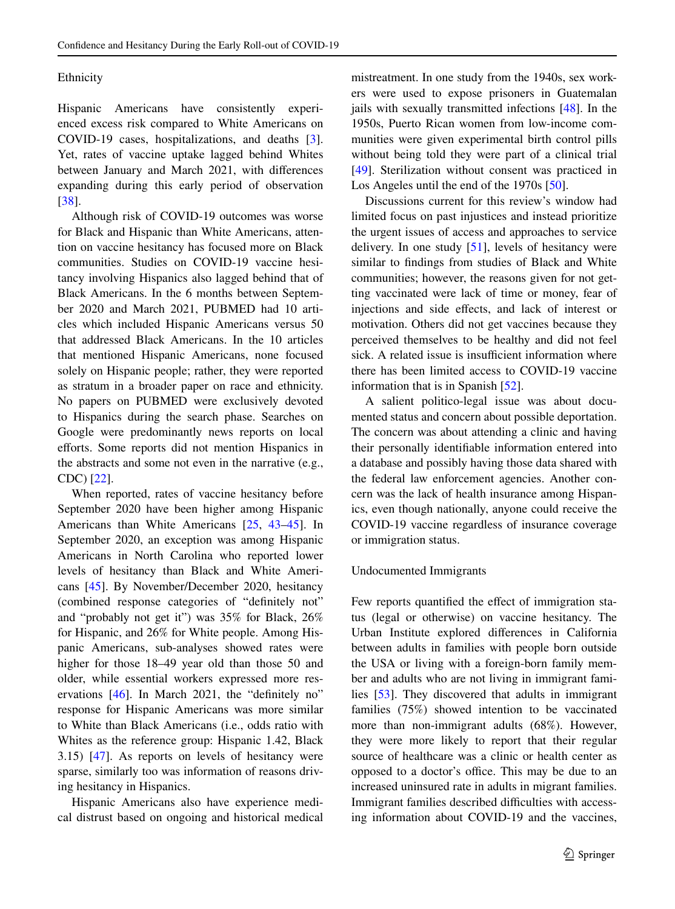### Ethnicity

Hispanic Americans have consistently experienced excess risk compared to White Americans on COVID-19 cases, hospitalizations, and deaths [3]. Yet, rates of vaccine uptake lagged behind Whites between January and March 2021, with differences expanding during this early period of observation [38].

Although risk of COVID-19 outcomes was worse for Black and Hispanic than White Americans, attention on vaccine hesitancy has focused more on Black communities. Studies on COVID-19 vaccine hesitancy involving Hispanics also lagged behind that of Black Americans. In the 6 months between September 2020 and March 2021, PUBMED had 10 articles which included Hispanic Americans versus 50 that addressed Black Americans. In the 10 articles that mentioned Hispanic Americans, none focused solely on Hispanic people; rather, they were reported as stratum in a broader paper on race and ethnicity. No papers on PUBMED were exclusively devoted to Hispanics during the search phase. Searches on Google were predominantly news reports on local efforts. Some reports did not mention Hispanics in the abstracts and some not even in the narrative (e.g., CDC) [22].

When reported, rates of vaccine hesitancy before September 2020 have been higher among Hispanic Americans than White Americans [25, 43–45]. In September 2020, an exception was among Hispanic Americans in North Carolina who reported lower levels of hesitancy than Black and White Americans [45]. By November/December 2020, hesitancy (combined response categories of "definitely not" and "probably not get it") was 35% for Black, 26% for Hispanic, and 26% for White people. Among Hispanic Americans, sub-analyses showed rates were higher for those 18–49 year old than those 50 and older, while essential workers expressed more reservations [46]. In March 2021, the "definitely no" response for Hispanic Americans was more similar to White than Black Americans (i.e., odds ratio with Whites as the reference group: Hispanic 1.42, Black 3.15) [47]. As reports on levels of hesitancy were sparse, similarly too was information of reasons driving hesitancy in Hispanics.

Hispanic Americans also have experience medical distrust based on ongoing and historical medical mistreatment. In one study from the 1940s, sex workers were used to expose prisoners in Guatemalan jails with sexually transmitted infections [48]. In the 1950s, Puerto Rican women from low-income communities were given experimental birth control pills without being told they were part of a clinical trial [49]. Sterilization without consent was practiced in Los Angeles until the end of the 1970s [50].

Discussions current for this review's window had limited focus on past injustices and instead prioritize the urgent issues of access and approaches to service delivery. In one study [51], levels of hesitancy were similar to findings from studies of Black and White communities; however, the reasons given for not getting vaccinated were lack of time or money, fear of injections and side effects, and lack of interest or motivation. Others did not get vaccines because they perceived themselves to be healthy and did not feel sick. A related issue is insufficient information where there has been limited access to COVID-19 vaccine information that is in Spanish [52].

A salient politico-legal issue was about documented status and concern about possible deportation. The concern was about attending a clinic and having their personally identifiable information entered into a database and possibly having those data shared with the federal law enforcement agencies. Another concern was the lack of health insurance among Hispanics, even though nationally, anyone could receive the COVID-19 vaccine regardless of insurance coverage or immigration status.

### Undocumented Immigrants

Few reports quantified the effect of immigration status (legal or otherwise) on vaccine hesitancy. The Urban Institute explored differences in California between adults in families with people born outside the USA or living with a foreign-born family member and adults who are not living in immigrant families [53]. They discovered that adults in immigrant families (75%) showed intention to be vaccinated more than non-immigrant adults (68%). However, they were more likely to report that their regular source of healthcare was a clinic or health center as opposed to a doctor's office. This may be due to an increased uninsured rate in adults in migrant families. Immigrant families described difficulties with accessing information about COVID-19 and the vaccines,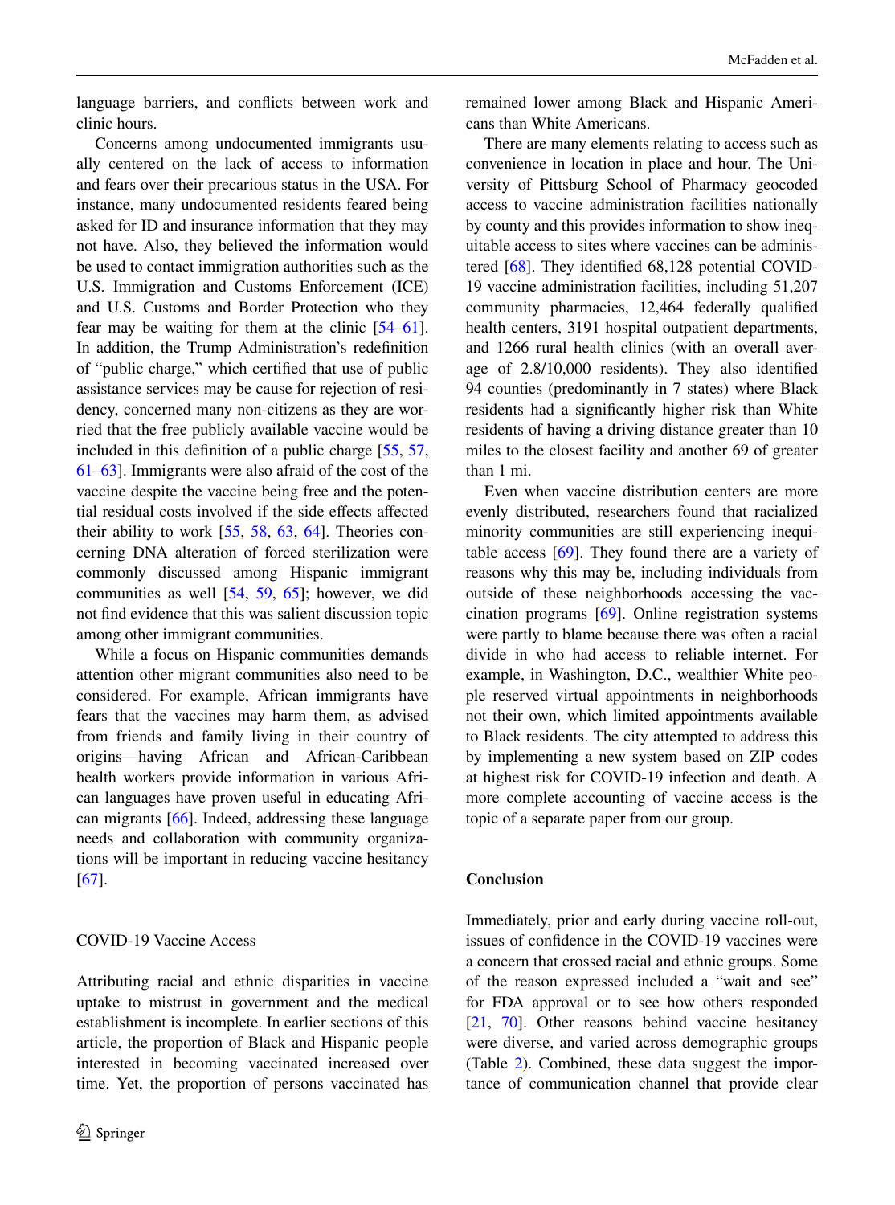language barriers, and conflicts between work and clinic hours.

Concerns among undocumented immigrants usually centered on the lack of access to information and fears over their precarious status in the USA. For instance, many undocumented residents feared being asked for ID and insurance information that they may not have. Also, they believed the information would be used to contact immigration authorities such as the U.S. Immigration and Customs Enforcement (ICE) and U.S. Customs and Border Protection who they fear may be waiting for them at the clinic [54–61]. In addition, the Trump Administration's redefinition of "public charge," which certified that use of public assistance services may be cause for rejection of residency, concerned many non-citizens as they are worried that the free publicly available vaccine would be included in this definition of a public charge [55, 57, 61–63]. Immigrants were also afraid of the cost of the vaccine despite the vaccine being free and the potential residual costs involved if the side effects affected their ability to work [55, 58, 63, 64]. Theories concerning DNA alteration of forced sterilization were commonly discussed among Hispanic immigrant communities as well [54, 59, 65]; however, we did not find evidence that this was salient discussion topic among other immigrant communities.

While a focus on Hispanic communities demands attention other migrant communities also need to be considered. For example, African immigrants have fears that the vaccines may harm them, as advised from friends and family living in their country of origins—having African and African-Caribbean health workers provide information in various African languages have proven useful in educating African migrants [66]. Indeed, addressing these language needs and collaboration with community organizations will be important in reducing vaccine hesitancy [67].

### COVID-19 Vaccine Access

Attributing racial and ethnic disparities in vaccine uptake to mistrust in government and the medical establishment is incomplete. In earlier sections of this article, the proportion of Black and Hispanic people interested in becoming vaccinated increased over time. Yet, the proportion of persons vaccinated has remained lower among Black and Hispanic Americans than White Americans.

There are many elements relating to access such as convenience in location in place and hour. The University of Pittsburg School of Pharmacy geocoded access to vaccine administration facilities nationally by county and this provides information to show inequitable access to sites where vaccines can be administered [68]. They identified 68,128 potential COVID-19 vaccine administration facilities, including 51,207 community pharmacies, 12,464 federally qualified health centers, 3191 hospital outpatient departments, and 1266 rural health clinics (with an overall average of 2.8/10,000 residents). They also identified 94 counties (predominantly in 7 states) where Black residents had a significantly higher risk than White residents of having a driving distance greater than 10 miles to the closest facility and another 69 of greater than 1 mi.

Even when vaccine distribution centers are more evenly distributed, researchers found that racialized minority communities are still experiencing inequitable access [69]. They found there are a variety of reasons why this may be, including individuals from outside of these neighborhoods accessing the vaccination programs [69]. Online registration systems were partly to blame because there was often a racial divide in who had access to reliable internet. For example, in Washington, D.C., wealthier White people reserved virtual appointments in neighborhoods not their own, which limited appointments available to Black residents. The city attempted to address this by implementing a new system based on ZIP codes at highest risk for COVID-19 infection and death. A more complete accounting of vaccine access is the topic of a separate paper from our group.

## Conclusion

Immediately, prior and early during vaccine roll-out, issues of confidence in the COVID-19 vaccines were a concern that crossed racial and ethnic groups. Some of the reason expressed included a "wait and see" for FDA approval or to see how others responded [21, 70]. Other reasons behind vaccine hesitancy were diverse, and varied across demographic groups (Table 2). Combined, these data suggest the importance of communication channel that provide clear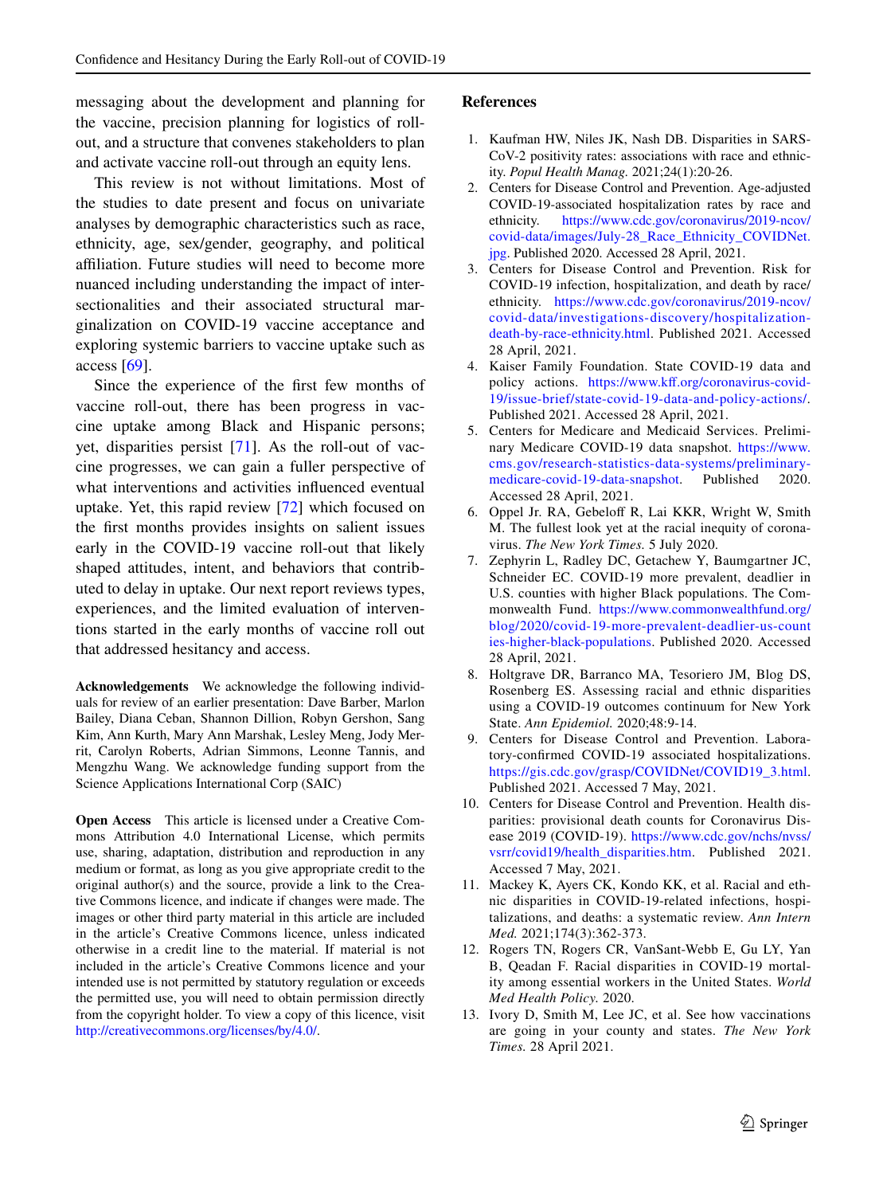messaging about the development and planning for the vaccine, precision planning for logistics of roll-out, and a structure that convenes stakeholders to plan and activate vaccine roll-out through an equity lens.

This review is not without limitations. Most of the studies to date present and focus on univariate analyses by demographic characteristics such as race, ethnicity, age, sex/gender, geography, and political affiliation. Future studies will need to become more nuanced including understanding the impact of intersectionalities and their associated structural marginalization on COVID-19 vaccine acceptance and exploring systemic barriers to vaccine uptake such as access [69].

Since the experience of the first few months of vaccine roll-out, there has been progress in vaccine uptake among Black and Hispanic persons; yet, disparities persist [71]. As the roll-out of vaccine progresses, we can gain a fuller perspective of what interventions and activities influenced eventual uptake. Yet, this rapid review [72] which focused on the first months provides insights on salient issues early in the COVID-19 vaccine roll-out that likely shaped attitudes, intent, and behaviors that contributed to delay in uptake. Our next report reviews types, experiences, and the limited evaluation of interventions started in the early months of vaccine roll out that addressed hesitancy and access.

**Acknowledgements** We acknowledge the following individuals for review of an earlier presentation: Dave Barber, Marlon Bailey, Diana Ceban, Shannon Dillion, Robyn Gershon, Sang Kim, Ann Kurth, Mary Ann Marshak, Lesley Meng, Jody Merrit, Carolyn Roberts, Adrian Simmons, Leonne Tannis, and Mengzhu Wang. We acknowledge funding support from the Science Applications International Corp (SAIC)

**Open Access** This article is licensed under a Creative Commons Attribution 4.0 International License, which permits use, sharing, adaptation, distribution and reproduction in any medium or format, as long as you give appropriate credit to the original author(s) and the source, provide a link to the Creative Commons licence, and indicate if changes were made. The images or other third party material in this article are included in the article's Creative Commons licence, unless indicated otherwise in a credit line to the material. If material is not included in the article's Creative Commons licence and your intended use is not permitted by statutory regulation or exceeds the permitted use, you will need to obtain permission directly from the copyright holder. To view a copy of this licence, visit http://creativecommons.org/licenses/by/4.0/.

## References

1. Kaufman HW, Niles JK, Nash DB. Disparities in SARS-CoV-2 positivity rates: associations with race and ethnicity. *Popul Health Manag.* 2021;24(1):20-26.
2. Centers for Disease Control and Prevention. Age-adjusted COVID-19-associated hospitalization rates by race and ethnicity. https://www.cdc.gov/coronavirus/2019-ncov/covid-data/images/July-28_Race_Ethnicity_COVIDNet.jpg. Published 2020. Accessed 28 April, 2021.
3. Centers for Disease Control and Prevention. Risk for COVID-19 infection, hospitalization, and death by race/ethnicity. https://www.cdc.gov/coronavirus/2019-ncov/covid-data/investigations-discovery/hospitalization-death-by-race-ethnicity.html. Published 2021. Accessed 28 April, 2021.
4. Kaiser Family Foundation. State COVID-19 data and policy actions. https://www.kff.org/coronavirus-covid-19/issue-brief/state-covid-19-data-and-policy-actions/. Published 2021. Accessed 28 April, 2021.
5. Centers for Medicare and Medicaid Services. Preliminary Medicare COVID-19 data snapshot. https://www.cms.gov/research-statistics-data-systems/preliminary-medicare-covid-19-data-snapshot. Published 2020. Accessed 28 April, 2021.
6. Oppel Jr. RA, Gebeloff R, Lai KKR, Wright W, Smith M. The fullest look yet at the racial inequity of coronavirus. *The New York Times.* 5 July 2020.
7. Zephyrin L, Radley DC, Getachew Y, Baumgartner JC, Schneider EC. COVID-19 more prevalent, deadlier in U.S. counties with higher Black populations. The Commonwealth Fund. https://www.commonwealthfund.org/blog/2020/covid-19-more-prevalent-deadlier-us-counties-higher-black-populations. Published 2020. Accessed 28 April, 2021.
8. Holtgrave DR, Barranco MA, Tesoriero JM, Blog DS, Rosenberg ES. Assessing racial and ethnic disparities using a COVID-19 outcomes continuum for New York State. *Ann Epidemiol.* 2020;48:9-14.
9. Centers for Disease Control and Prevention. Laboratory-confirmed COVID-19 associated hospitalizations. https://gis.cdc.gov/grasp/COVIDNet/COVID19_3.html. Published 2021. Accessed 7 May, 2021.
10. Centers for Disease Control and Prevention. Health disparities: provisional death counts for Coronavirus Disease 2019 (COVID-19). https://www.cdc.gov/nchs/nvss/vsrr/covid19/health_disparities.htm. Published 2021. Accessed 7 May, 2021.
11. Mackey K, Ayers CK, Kondo KK, et al. Racial and ethnic disparities in COVID-19-related infections, hospitalizations, and deaths: a systematic review. *Ann Intern Med.* 2021;174(3):362-373.
12. Rogers TN, Rogers CR, VanSant-Webb E, Gu LY, Yan B, Qeadan F. Racial disparities in COVID-19 mortality among essential workers in the United States. *World Med Health Policy.* 2020.
13. Ivory D, Smith M, Lee JC, et al. See how vaccinations are going in your county and states. *The New York Times.* 28 April 2021.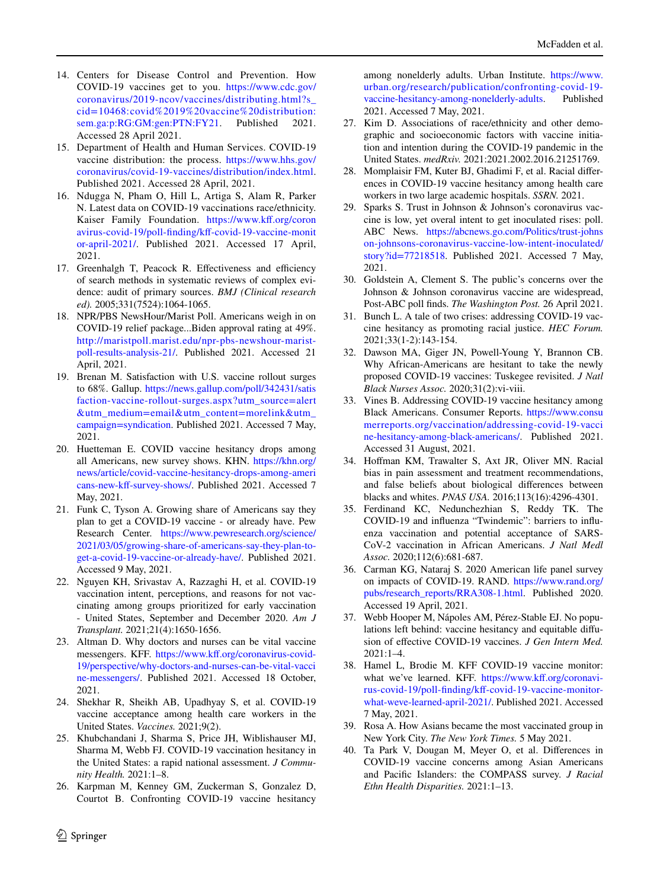14. Centers for Disease Control and Prevention. How COVID-19 vaccines get to you. https://www.cdc.gov/coronavirus/2019-ncov/vaccines/distributing.html?s_cid=10468:covid%2019%20vaccine%20distribution:sem.ga:p:RG:GM:gen:PTN:FY21. Published 2021. Accessed 28 April 2021.
15. Department of Health and Human Services. COVID-19 vaccine distribution: the process. https://www.hhs.gov/coronavirus/covid-19-vaccines/distribution/index.html. Published 2021. Accessed 28 April, 2021.
16. Ndugga N, Pham O, Hill L, Artiga S, Alam R, Parker N. Latest data on COVID-19 vaccinations race/ethnicity. Kaiser Family Foundation. https://www.kff.org/coronavirus-covid-19/poll-finding/kff-covid-19-vaccine-monitor-april-2021/. Published 2021. Accessed 17 April, 2021.
17. Greenhalgh T, Peacock R. Effectiveness and efficiency of search methods in systematic reviews of complex evidence: audit of primary sources. *BMJ (Clinical research ed).* 2005;331(7524):1064-1065.
18. NPR/PBS NewsHour/Marist Poll. Americans weigh in on COVID-19 relief package...Biden approval rating at 49%. http://maristpoll.marist.edu/npr-pbs-newshour-marist-poll-results-analysis-21/. Published 2021. Accessed 21 April, 2021.
19. Brenan M. Satisfaction with U.S. vaccine rollout surges to 68%. Gallup. https://news.gallup.com/poll/342431/satisfaction-vaccine-rollout-surges.aspx?utm_source=alert&utm_medium=email&utm_content=morelink&utm_campaign=syndication. Published 2021. Accessed 7 May, 2021.
20. Huetteman E. COVID vaccine hesitancy drops among all Americans, new survey shows. KHN. https://khn.org/news/article/covid-vaccine-hesitancy-drops-among-americans-new-kff-survey-shows/. Published 2021. Accessed 7 May, 2021.
21. Funk C, Tyson A. Growing share of Americans say they plan to get a COVID-19 vaccine - or already have. Pew Research Center. https://www.pewresearch.org/science/2021/03/05/growing-share-of-americans-say-they-plan-to-get-a-covid-19-vaccine-or-already-have/. Published 2021. Accessed 9 May, 2021.
22. Nguyen KH, Srivastav A, Razzaghi H, et al. COVID-19 vaccination intent, perceptions, and reasons for not vaccinating among groups prioritized for early vaccination - United States, September and December 2020. *Am J Transplant.* 2021;21(4):1650-1656.
23. Altman D. Why doctors and nurses can be vital vaccine messengers. KFF. https://www.kff.org/coronavirus-covid-19/perspective/why-doctors-and-nurses-can-be-vital-vaccine-messengers/. Published 2021. Accessed 18 October, 2021.
24. Shekhar R, Sheikh AB, Upadhyay S, et al. COVID-19 vaccine acceptance among health care workers in the United States. *Vaccines.* 2021;9(2).
25. Khubchandani J, Sharma S, Price JH, Wiblishauser MJ, Sharma M, Webb FJ. COVID-19 vaccination hesitancy in the United States: a rapid national assessment. *J Community Health.* 2021:1–8.
26. Karpman M, Kenney GM, Zuckerman S, Gonzalez D, Courtot B. Confronting COVID-19 vaccine hesitancy among nonelderly adults. Urban Institute. https://www.urban.org/research/publication/confronting-covid-19-vaccine-hesitancy-among-nonelderly-adults. Published 2021. Accessed 7 May, 2021.
27. Kim D. Associations of race/ethnicity and other demographic and socioeconomic factors with vaccine initiation and intention during the COVID-19 pandemic in the United States. *medRxiv.* 2021:2021.2002.2016.21251769.
28. Momplaisir FM, Kuter BJ, Ghadimi F, et al. Racial differences in COVID-19 vaccine hesitancy among health care workers in two large academic hospitals. *SSRN.* 2021.
29. Sparks S. Trust in Johnson & Johnson's coronavirus vaccine is low, yet overal intent to get inoculated rises: poll. ABC News. https://abcnews.go.com/Politics/trust-johnson-johnsons-coronavirus-vaccine-low-intent-inoculated/story?id=77218518. Published 2021. Accessed 7 May, 2021.
30. Goldstein A, Clement S. The public's concerns over the Johnson & Johnson coronavirus vaccine are widespread, Post-ABC poll finds. *The Washington Post.* 26 April 2021.
31. Bunch L. A tale of two crises: addressing COVID-19 vaccine hesitancy as promoting racial justice. *HEC Forum.* 2021;33(1-2):143-154.
32. Dawson MA, Giger JN, Powell-Young Y, Brannon CB. Why African-Americans are hesitant to take the newly proposed COVID-19 vaccines: Tuskegee revisited. *J Natl Black Nurses Assoc.* 2020;31(2):vi-viii.
33. Vines B. Addressing COVID-19 vaccine hesitancy among Black Americans. Consumer Reports. https://www.consumerreports.org/vaccination/addressing-covid-19-vaccine-hesitancy-among-black-americans/. Published 2021. Accessed 31 August, 2021.
34. Hoffman KM, Trawalter S, Axt JR, Oliver MN. Racial bias in pain assessment and treatment recommendations, and false beliefs about biological differences between blacks and whites. *PNAS USA.* 2016;113(16):4296-4301.
35. Ferdinand KC, Nedunchezhian S, Reddy TK. The COVID-19 and influenza "Twindemic": barriers to influenza vaccination and potential acceptance of SARS-CoV-2 vaccination in African Americans. *J Natl Medl Assoc.* 2020;112(6):681-687.
36. Carman KG, Nataraj S. 2020 American life panel survey on impacts of COVID-19. RAND. https://www.rand.org/pubs/research_reports/RRA308-1.html. Published 2020. Accessed 19 April, 2021.
37. Webb Hooper M, Nápoles AM, Pérez-Stable EJ. No populations left behind: vaccine hesitancy and equitable diffusion of effective COVID-19 vaccines. *J Gen Intern Med.* 2021:1–4.
38. Hamel L, Brodie M. KFF COVID-19 vaccine monitor: what we've learned. KFF. https://www.kff.org/coronavirus-covid-19/poll-finding/kff-covid-19-vaccine-monitor-what-weve-learned-april-2021/. Published 2021. Accessed 7 May, 2021.
39. Rosa A. How Asians became the most vaccinated group in New York City. *The New York Times.* 5 May 2021.
40. Ta Park V, Dougan M, Meyer O, et al. Differences in COVID-19 vaccine concerns among Asian Americans and Pacific Islanders: the COMPASS survey. *J Racial Ethn Health Disparities.* 2021:1–13.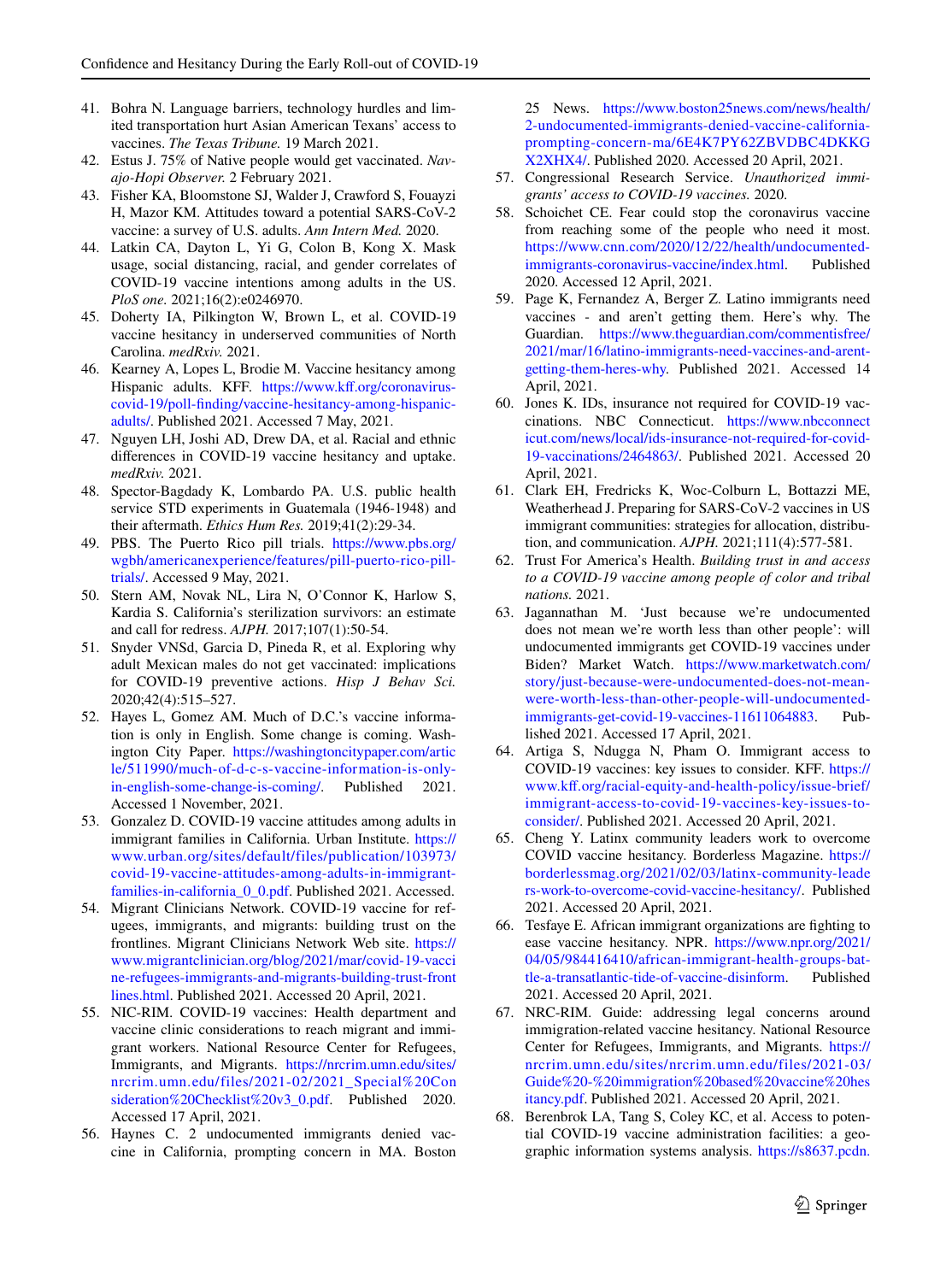41. Bohra N. Language barriers, technology hurdles and limited transportation hurt Asian American Texans' access to vaccines. *The Texas Tribune.* 19 March 2021.
42. Estus J. 75% of Native people would get vaccinated. *Navajo-Hopi Observer.* 2 February 2021.
43. Fisher KA, Bloomstone SJ, Walder J, Crawford S, Fouayzi H, Mazor KM. Attitudes toward a potential SARS-CoV-2 vaccine: a survey of U.S. adults. *Ann Intern Med.* 2020.
44. Latkin CA, Dayton L, Yi G, Colon B, Kong X. Mask usage, social distancing, racial, and gender correlates of COVID-19 vaccine intentions among adults in the US. *PloS one.* 2021;16(2):e0246970.
45. Doherty IA, Pilkington W, Brown L, et al. COVID-19 vaccine hesitancy in underserved communities of North Carolina. *medRxiv.* 2021.
46. Kearney A, Lopes L, Brodie M. Vaccine hesitancy among Hispanic adults. KFF. https://www.kff.org/coronavirus-covid-19/poll-finding/vaccine-hesitancy-among-hispanic-adults/. Published 2021. Accessed 7 May, 2021.
47. Nguyen LH, Joshi AD, Drew DA, et al. Racial and ethnic differences in COVID-19 vaccine hesitancy and uptake. *medRxiv.* 2021.
48. Spector-Bagdady K, Lombardo PA. U.S. public health service STD experiments in Guatemala (1946-1948) and their aftermath. *Ethics Hum Res.* 2019;41(2):29-34.
49. PBS. The Puerto Rico pill trials. https://www.pbs.org/wgbh/americanexperience/features/pill-puerto-rico-pill-trials/. Accessed 9 May, 2021.
50. Stern AM, Novak NL, Lira N, O'Connor K, Harlow S, Kardia S. California's sterilization survivors: an estimate and call for redress. *AJPH.* 2017;107(1):50-54.
51. Snyder VNSd, Garcia D, Pineda R, et al. Exploring why adult Mexican males do not get vaccinated: implications for COVID-19 preventive actions. *Hisp J Behav Sci.* 2020;42(4):515–527.
52. Hayes L, Gomez AM. Much of D.C.'s vaccine information is only in English. Some change is coming. Washington City Paper. https://washingtoncitypaper.com/article/511990/much-of-d-c-s-vaccine-information-is-only-in-english-some-change-is-coming/. Published 2021. Accessed 1 November, 2021.
53. Gonzalez D. COVID-19 vaccine attitudes among adults in immigrant families in California. Urban Institute. https://www.urban.org/sites/default/files/publication/103973/covid-19-vaccine-attitudes-among-adults-in-immigrant-families-in-california_0_0.pdf. Published 2021. Accessed.
54. Migrant Clinicians Network. COVID-19 vaccine for refugees, immigrants, and migrants: building trust on the frontlines. Migrant Clinicians Network Web site. https://www.migrantclinician.org/blog/2021/mar/covid-19-vaccine-refugees-immigrants-and-migrants-building-trust-frontlines.html. Published 2021. Accessed 20 April, 2021.
55. NIC-RIM. COVID-19 vaccines: Health department and vaccine clinic considerations to reach migrant and immigrant workers. National Resource Center for Refugees, Immigrants, and Migrants. https://nrcrim.umn.edu/sites/nrcrim.umn.edu/files/2021-02/2021_Special%20Consideration%20Checklist%20v3_0.pdf. Published 2020. Accessed 17 April, 2021.
56. Haynes C. 2 undocumented immigrants denied vaccine in California, prompting concern in MA. Boston 25 News. https://www.boston25news.com/news/health/2-undocumented-immigrants-denied-vaccine-california-prompting-concern-ma/6E4K7PY62ZBVDBC4DKKGX2XHX4/. Published 2020. Accessed 20 April, 2021.
57. Congressional Research Service. *Unauthorized immigrants' access to COVID-19 vaccines.* 2020.
58. Schoichet CE. Fear could stop the coronavirus vaccine from reaching some of the people who need it most. https://www.cnn.com/2020/12/22/health/undocumented-immigrants-coronavirus-vaccine/index.html. Published 2020. Accessed 12 April, 2021.
59. Page K, Fernandez A, Berger Z. Latino immigrants need vaccines - and aren't getting them. Here's why. The Guardian. https://www.theguardian.com/commentisfree/2021/mar/16/latino-immigrants-need-vaccines-and-arent-getting-them-heres-why. Published 2021. Accessed 14 April, 2021.
60. Jones K. IDs, insurance not required for COVID-19 vaccinations. NBC Connecticut. https://www.nbcconnecticut.com/news/local/ids-insurance-not-required-for-covid-19-vaccinations/2464863/. Published 2021. Accessed 20 April, 2021.
61. Clark EH, Fredricks K, Woc-Colburn L, Bottazzi ME, Weatherhead J. Preparing for SARS-CoV-2 vaccines in US immigrant communities: strategies for allocation, distribution, and communication. *AJPH.* 2021;111(4):577-581.
62. Trust For America's Health. *Building trust in and access to a COVID-19 vaccine among people of color and tribal nations.* 2021.
63. Jagannathan M. 'Just because we're undocumented does not mean we're worth less than other people': will undocumented immigrants get COVID-19 vaccines under Biden? Market Watch. https://www.marketwatch.com/story/just-because-were-undocumented-does-not-mean-were-worth-less-than-other-people-will-undocumented-immigrants-get-covid-19-vaccines-11611064883. Published 2021. Accessed 17 April, 2021.
64. Artiga S, Ndugga N, Pham O. Immigrant access to COVID-19 vaccines: key issues to consider. KFF. https://www.kff.org/racial-equity-and-health-policy/issue-brief/immigrant-access-to-covid-19-vaccines-key-issues-to-consider/. Published 2021. Accessed 20 April, 2021.
65. Cheng Y. Latinx community leaders work to overcome COVID vaccine hesitancy. Borderless Magazine. https://borderlessmag.org/2021/02/03/latinx-community-leaders-work-to-overcome-covid-vaccine-hesitancy/. Published 2021. Accessed 20 April, 2021.
66. Tesfaye E. African immigrant organizations are fighting to ease vaccine hesitancy. NPR. https://www.npr.org/2021/04/05/984416410/african-immigrant-health-groups-battle-a-transatlantic-tide-of-vaccine-disinform. Published 2021. Accessed 20 April, 2021.
67. NRC-RIM. Guide: addressing legal concerns around immigration-related vaccine hesitancy. National Resource Center for Refugees, Immigrants, and Migrants. https://nrcrim.umn.edu/sites/nrcrim.umn.edu/files/2021-03/Guide%20-%20immigration%20based%20vaccine%20hesitancy.pdf. Published 2021. Accessed 20 April, 2021.
68. Berenbrok LA, Tang S, Coley KC, et al. Access to potential COVID-19 vaccine administration facilities: a geographic information systems analysis. https://s8637.pcdn.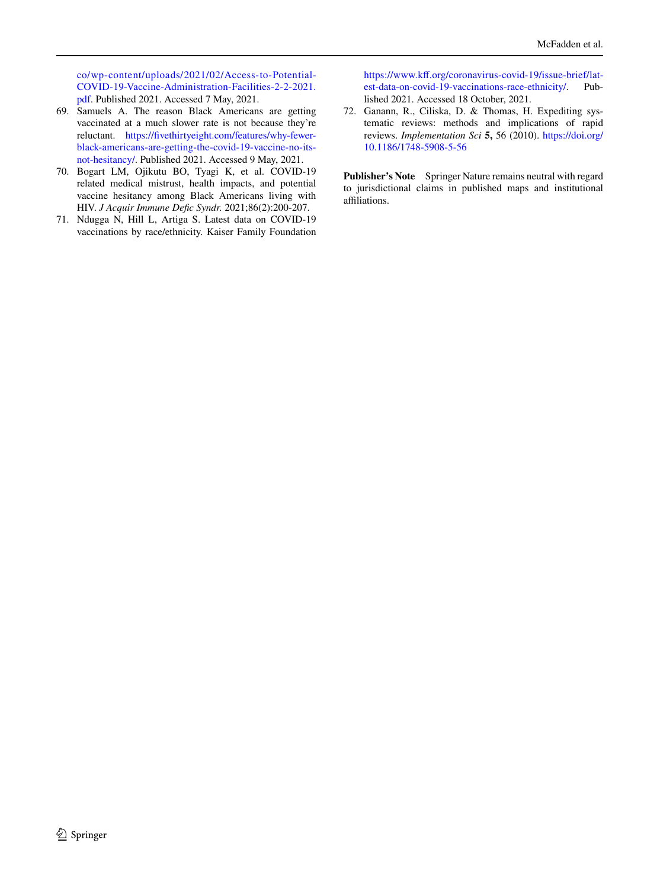co/wp-content/uploads/2021/02/Access-to-Potential-COVID-19-Vaccine-Administration-Facilities-2-2-2021.pdf. Published 2021. Accessed 7 May, 2021.

69. Samuels A. The reason Black Americans are getting vaccinated at a much slower rate is not because they're reluctant. https://fivethirtyeight.com/features/why-fewer-black-americans-are-getting-the-covid-19-vaccine-no-its-not-hesitancy/. Published 2021. Accessed 9 May, 2021.
70. Bogart LM, Ojikutu BO, Tyagi K, et al. COVID-19 related medical mistrust, health impacts, and potential vaccine hesitancy among Black Americans living with HIV. *J Acquir Immune Defic Syndr.* 2021;86(2):200-207.
71. Ndugga N, Hill L, Artiga S. Latest data on COVID-19 vaccinations by race/ethnicity. Kaiser Family Foundation https://www.kff.org/coronavirus-covid-19/issue-brief/latest-data-on-covid-19-vaccinations-race-ethnicity/. Published 2021. Accessed 18 October, 2021.
72. Ganann, R., Ciliska, D. & Thomas, H. Expediting systematic reviews: methods and implications of rapid reviews. *Implementation Sci* **5,** 56 (2010). https://doi.org/10.1186/1748-5908-5-56

**Publisher's Note** Springer Nature remains neutral with regard to jurisdictional claims in published maps and institutional affiliations.